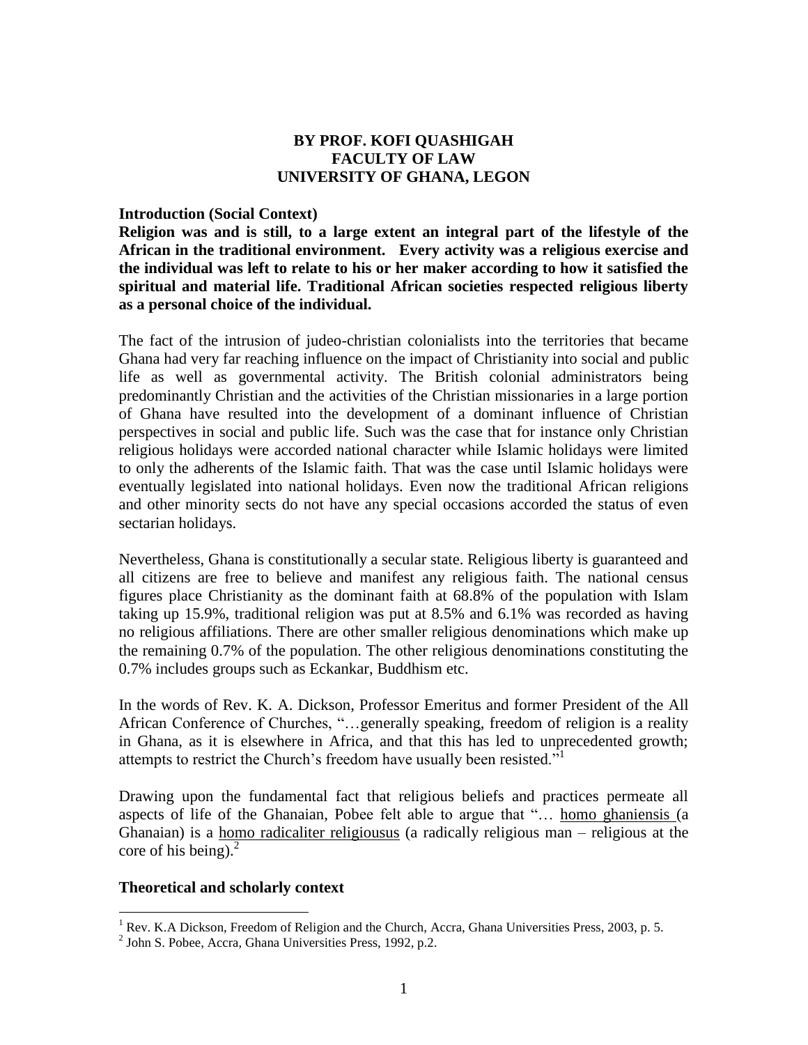**BY PROF. KOFI QUASHIGAH**
**FACULTY OF LAW**
**UNIVERSITY OF GHANA, LEGON**

## Introduction (Social Context)

**Religion was and is still, to a large extent an integral part of the lifestyle of the African in the traditional environment. Every activity was a religious exercise and the individual was left to relate to his or her maker according to how it satisfied the spiritual and material life. Traditional African societies respected religious liberty as a personal choice of the individual.**

The fact of the intrusion of judeo-christian colonialists into the territories that became Ghana had very far reaching influence on the impact of Christianity into social and public life as well as governmental activity. The British colonial administrators being predominantly Christian and the activities of the Christian missionaries in a large portion of Ghana have resulted into the development of a dominant influence of Christian perspectives in social and public life. Such was the case that for instance only Christian religious holidays were accorded national character while Islamic holidays were limited to only the adherents of the Islamic faith. That was the case until Islamic holidays were eventually legislated into national holidays. Even now the traditional African religions and other minority sects do not have any special occasions accorded the status of even sectarian holidays.

Nevertheless, Ghana is constitutionally a secular state. Religious liberty is guaranteed and all citizens are free to believe and manifest any religious faith. The national census figures place Christianity as the dominant faith at 68.8% of the population with Islam taking up 15.9%, traditional religion was put at 8.5% and 6.1% was recorded as having no religious affiliations. There are other smaller religious denominations which make up the remaining 0.7% of the population. The other religious denominations constituting the 0.7% includes groups such as Eckankar, Buddhism etc.

In the words of Rev. K. A. Dickson, Professor Emeritus and former President of the All African Conference of Churches, "…generally speaking, freedom of religion is a reality in Ghana, as it is elsewhere in Africa, and that this has led to unprecedented growth; attempts to restrict the Church's freedom have usually been resisted."[1]

Drawing upon the fundamental fact that religious beliefs and practices permeate all aspects of life of the Ghanaian, Pobee felt able to argue that "… homo ghaniensis (a Ghanaian) is a homo radicaliter religiousus (a radically religious man – religious at the core of his being).[2]

## Theoretical and scholarly context

[1] Rev. K.A Dickson, Freedom of Religion and the Church, Accra, Ghana Universities Press, 2003, p. 5.

[2] John S. Pobee, Accra, Ghana Universities Press, 1992, p.2.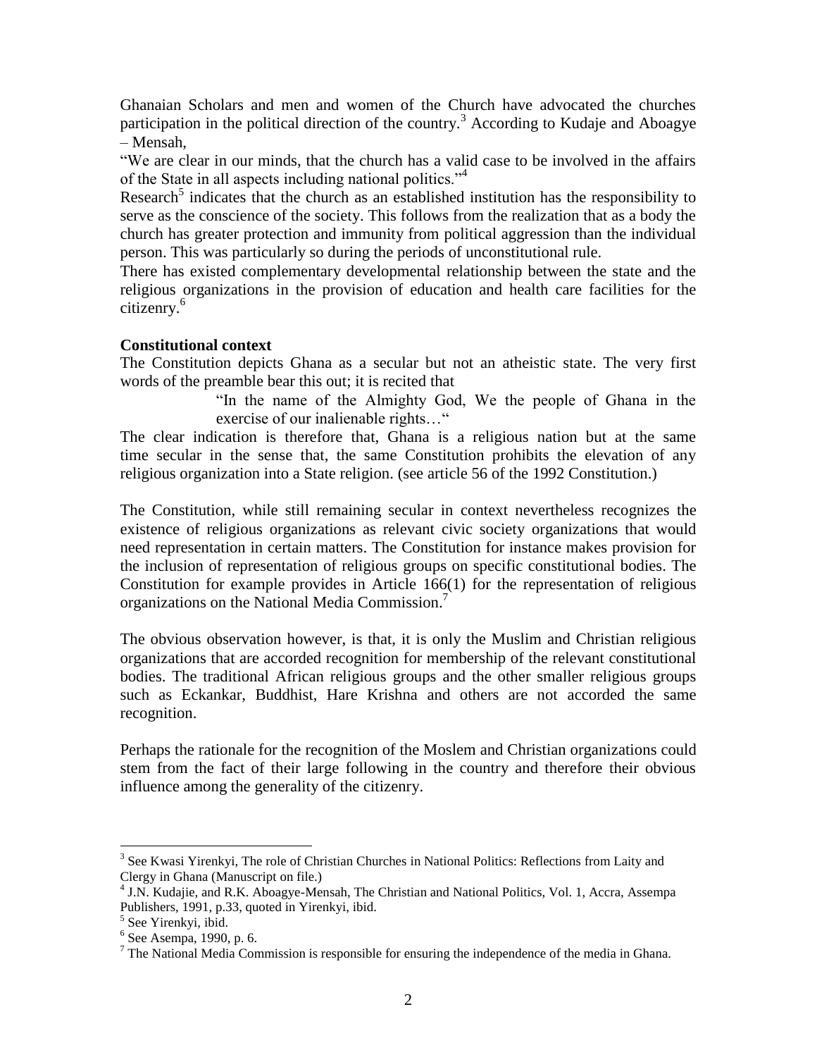Ghanaian Scholars and men and women of the Church have advocated the churches participation in the political direction of the country.[3] According to Kudaje and Aboagye – Mensah,

"We are clear in our minds, that the church has a valid case to be involved in the affairs of the State in all aspects including national politics."[4]

Research[5] indicates that the church as an established institution has the responsibility to serve as the conscience of the society. This follows from the realization that as a body the church has greater protection and immunity from political aggression than the individual person. This was particularly so during the periods of unconstitutional rule.

There has existed complementary developmental relationship between the state and the religious organizations in the provision of education and health care facilities for the citizenry.[6]

**Constitutional context**

The Constitution depicts Ghana as a secular but not an atheistic state. The very first words of the preamble bear this out; it is recited that

> "In the name of the Almighty God, We the people of Ghana in the exercise of our inalienable rights…"

The clear indication is therefore that, Ghana is a religious nation but at the same time secular in the sense that, the same Constitution prohibits the elevation of any religious organization into a State religion. (see article 56 of the 1992 Constitution.)

The Constitution, while still remaining secular in context nevertheless recognizes the existence of religious organizations as relevant civic society organizations that would need representation in certain matters. The Constitution for instance makes provision for the inclusion of representation of religious groups on specific constitutional bodies. The Constitution for example provides in Article 166(1) for the representation of religious organizations on the National Media Commission.[7]

The obvious observation however, is that, it is only the Muslim and Christian religious organizations that are accorded recognition for membership of the relevant constitutional bodies. The traditional African religious groups and the other smaller religious groups such as Eckankar, Buddhist, Hare Krishna and others are not accorded the same recognition.

Perhaps the rationale for the recognition of the Moslem and Christian organizations could stem from the fact of their large following in the country and therefore their obvious influence among the generality of the citizenry.

---

[3] See Kwasi Yirenkyi, The role of Christian Churches in National Politics: Reflections from Laity and Clergy in Ghana (Manuscript on file.)

[4] J.N. Kudajie, and R.K. Aboagye-Mensah, The Christian and National Politics, Vol. 1, Accra, Assempa Publishers, 1991, p.33, quoted in Yirenkyi, ibid.

[5] See Yirenkyi, ibid.

[6] See Asempa, 1990, p. 6.

[7] The National Media Commission is responsible for ensuring the independence of the media in Ghana.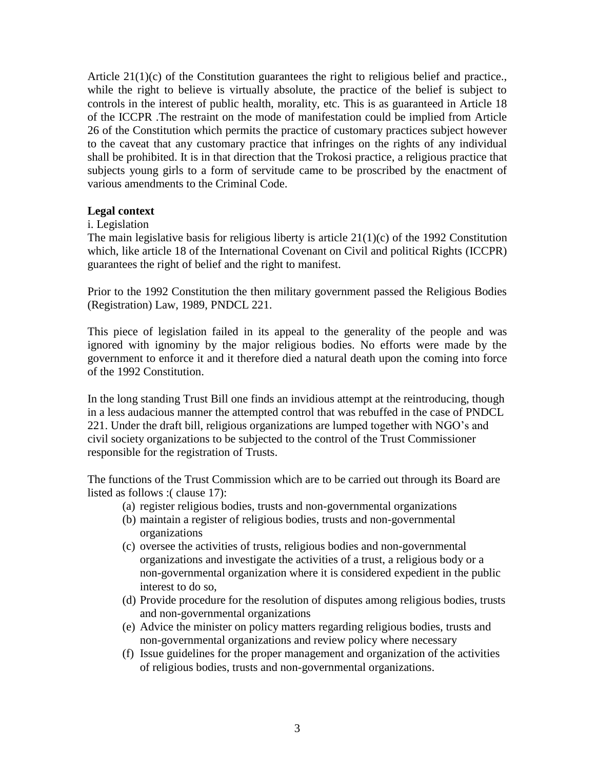Article 21(1)(c) of the Constitution guarantees the right to religious belief and practice., while the right to believe is virtually absolute, the practice of the belief is subject to controls in the interest of public health, morality, etc. This is as guaranteed in Article 18 of the ICCPR .The restraint on the mode of manifestation could be implied from Article 26 of the Constitution which permits the practice of customary practices subject however to the caveat that any customary practice that infringes on the rights of any individual shall be prohibited. It is in that direction that the Trokosi practice, a religious practice that subjects young girls to a form of servitude came to be proscribed by the enactment of various amendments to the Criminal Code.

**Legal context**

i. Legislation

The main legislative basis for religious liberty is article 21(1)(c) of the 1992 Constitution which, like article 18 of the International Covenant on Civil and political Rights (ICCPR) guarantees the right of belief and the right to manifest.

Prior to the 1992 Constitution the then military government passed the Religious Bodies (Registration) Law, 1989, PNDCL 221.

This piece of legislation failed in its appeal to the generality of the people and was ignored with ignominy by the major religious bodies. No efforts were made by the government to enforce it and it therefore died a natural death upon the coming into force of the 1992 Constitution.

In the long standing Trust Bill one finds an invidious attempt at the reintroducing, though in a less audacious manner the attempted control that was rebuffed in the case of PNDCL 221. Under the draft bill, religious organizations are lumped together with NGO's and civil society organizations to be subjected to the control of the Trust Commissioner responsible for the registration of Trusts.

The functions of the Trust Commission which are to be carried out through its Board are listed as follows :( clause 17):

(a) register religious bodies, trusts and non-governmental organizations
(b) maintain a register of religious bodies, trusts and non-governmental organizations
(c) oversee the activities of trusts, religious bodies and non-governmental organizations and investigate the activities of a trust, a religious body or a non-governmental organization where it is considered expedient in the public interest to do so,
(d) Provide procedure for the resolution of disputes among religious bodies, trusts and non-governmental organizations
(e) Advice the minister on policy matters regarding religious bodies, trusts and non-governmental organizations and review policy where necessary
(f) Issue guidelines for the proper management and organization of the activities of religious bodies, trusts and non-governmental organizations.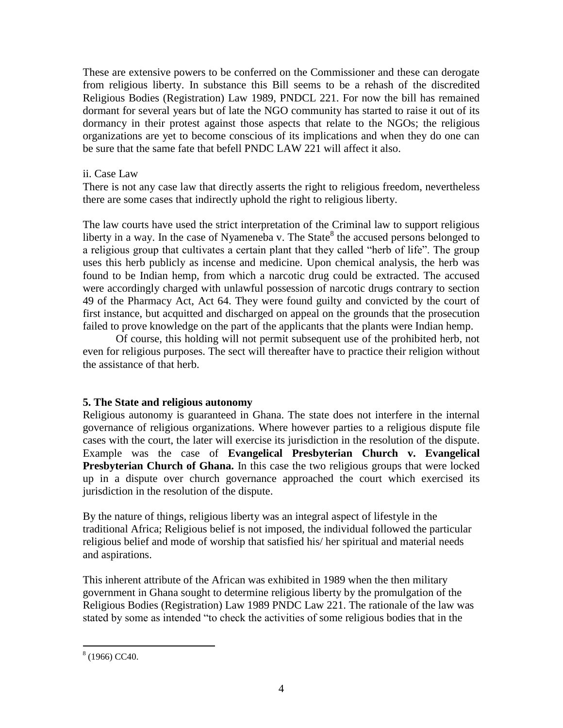These are extensive powers to be conferred on the Commissioner and these can derogate from religious liberty. In substance this Bill seems to be a rehash of the discredited Religious Bodies (Registration) Law 1989, PNDCL 221. For now the bill has remained dormant for several years but of late the NGO community has started to raise it out of its dormancy in their protest against those aspects that relate to the NGOs; the religious organizations are yet to become conscious of its implications and when they do one can be sure that the same fate that befell PNDC LAW 221 will affect it also.

ii. Case Law

There is not any case law that directly asserts the right to religious freedom, nevertheless there are some cases that indirectly uphold the right to religious liberty.

The law courts have used the strict interpretation of the Criminal law to support religious liberty in a way. In the case of Nyameneba v. The State[8] the accused persons belonged to a religious group that cultivates a certain plant that they called "herb of life". The group uses this herb publicly as incense and medicine. Upon chemical analysis, the herb was found to be Indian hemp, from which a narcotic drug could be extracted. The accused were accordingly charged with unlawful possession of narcotic drugs contrary to section 49 of the Pharmacy Act, Act 64. They were found guilty and convicted by the court of first instance, but acquitted and discharged on appeal on the grounds that the prosecution failed to prove knowledge on the part of the applicants that the plants were Indian hemp.

Of course, this holding will not permit subsequent use of the prohibited herb, not even for religious purposes. The sect will thereafter have to practice their religion without the assistance of that herb.

**5. The State and religious autonomy**

Religious autonomy is guaranteed in Ghana. The state does not interfere in the internal governance of religious organizations. Where however parties to a religious dispute file cases with the court, the later will exercise its jurisdiction in the resolution of the dispute. Example was the case of **Evangelical Presbyterian Church v. Evangelical Presbyterian Church of Ghana.** In this case the two religious groups that were locked up in a dispute over church governance approached the court which exercised its jurisdiction in the resolution of the dispute.

By the nature of things, religious liberty was an integral aspect of lifestyle in the traditional Africa; Religious belief is not imposed, the individual followed the particular religious belief and mode of worship that satisfied his/ her spiritual and material needs and aspirations.

This inherent attribute of the African was exhibited in 1989 when the then military government in Ghana sought to determine religious liberty by the promulgation of the Religious Bodies (Registration) Law 1989 PNDC Law 221. The rationale of the law was stated by some as intended "to check the activities of some religious bodies that in the

---

[8] (1966) CC40.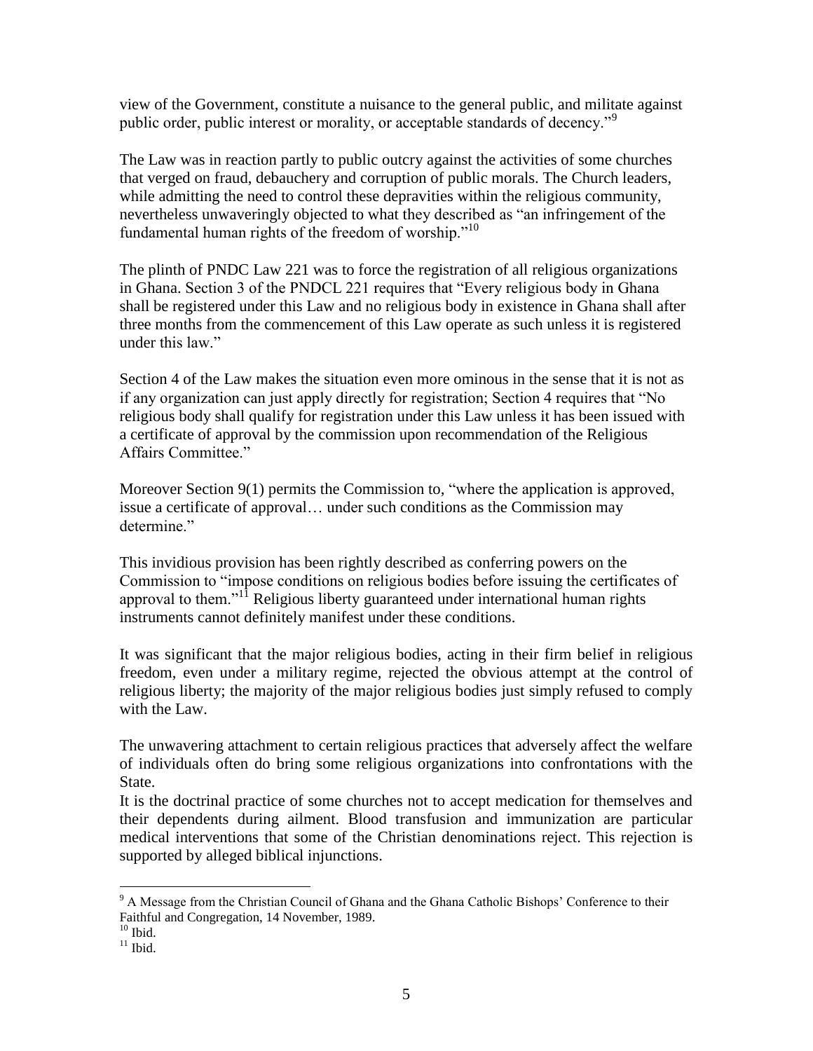view of the Government, constitute a nuisance to the general public, and militate against public order, public interest or morality, or acceptable standards of decency."[9]

The Law was in reaction partly to public outcry against the activities of some churches that verged on fraud, debauchery and corruption of public morals. The Church leaders, while admitting the need to control these depravities within the religious community, nevertheless unwaveringly objected to what they described as "an infringement of the fundamental human rights of the freedom of worship."[10]

The plinth of PNDC Law 221 was to force the registration of all religious organizations in Ghana. Section 3 of the PNDCL 221 requires that "Every religious body in Ghana shall be registered under this Law and no religious body in existence in Ghana shall after three months from the commencement of this Law operate as such unless it is registered under this law."

Section 4 of the Law makes the situation even more ominous in the sense that it is not as if any organization can just apply directly for registration; Section 4 requires that "No religious body shall qualify for registration under this Law unless it has been issued with a certificate of approval by the commission upon recommendation of the Religious Affairs Committee."

Moreover Section 9(1) permits the Commission to, "where the application is approved, issue a certificate of approval… under such conditions as the Commission may determine."

This invidious provision has been rightly described as conferring powers on the Commission to "impose conditions on religious bodies before issuing the certificates of approval to them."[11] Religious liberty guaranteed under international human rights instruments cannot definitely manifest under these conditions.

It was significant that the major religious bodies, acting in their firm belief in religious freedom, even under a military regime, rejected the obvious attempt at the control of religious liberty; the majority of the major religious bodies just simply refused to comply with the Law.

The unwavering attachment to certain religious practices that adversely affect the welfare of individuals often do bring some religious organizations into confrontations with the State.

It is the doctrinal practice of some churches not to accept medication for themselves and their dependents during ailment. Blood transfusion and immunization are particular medical interventions that some of the Christian denominations reject. This rejection is supported by alleged biblical injunctions.

---

[9] A Message from the Christian Council of Ghana and the Ghana Catholic Bishops' Conference to their Faithful and Congregation, 14 November, 1989.

[10] Ibid.

[11] Ibid.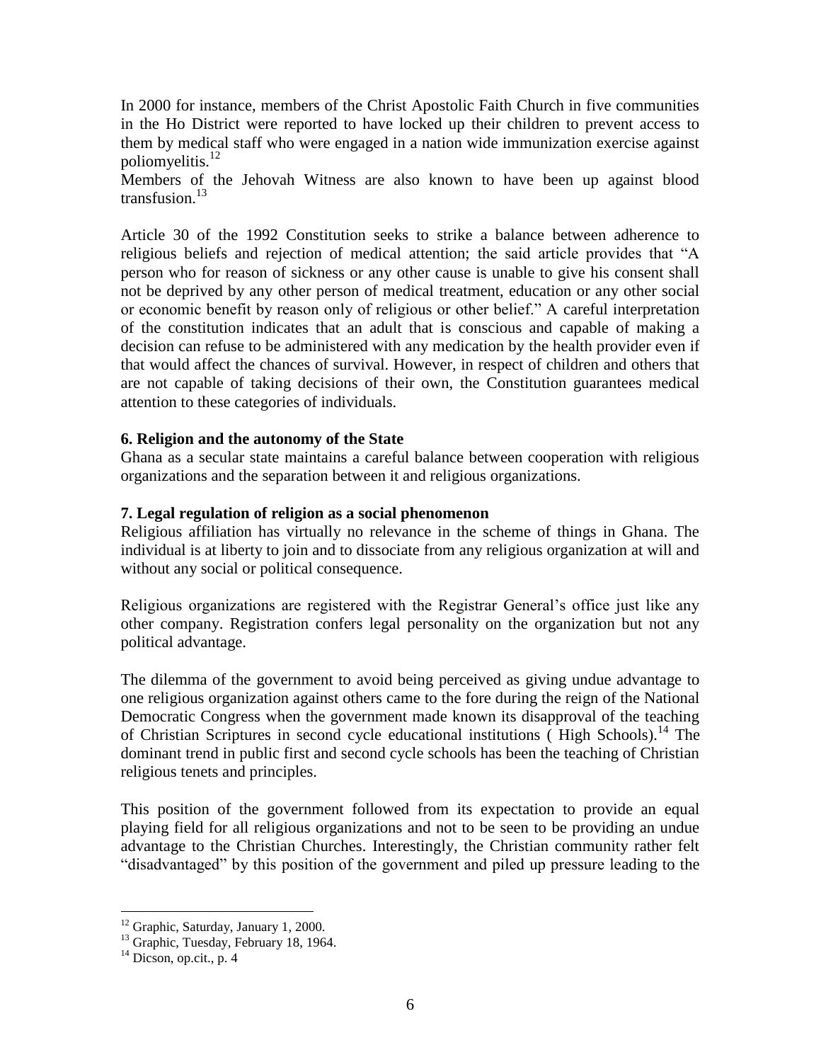In 2000 for instance, members of the Christ Apostolic Faith Church in five communities in the Ho District were reported to have locked up their children to prevent access to them by medical staff who were engaged in a nation wide immunization exercise against poliomyelitis.[12]
Members of the Jehovah Witness are also known to have been up against blood transfusion.[13]

Article 30 of the 1992 Constitution seeks to strike a balance between adherence to religious beliefs and rejection of medical attention; the said article provides that "A person who for reason of sickness or any other cause is unable to give his consent shall not be deprived by any other person of medical treatment, education or any other social or economic benefit by reason only of religious or other belief." A careful interpretation of the constitution indicates that an adult that is conscious and capable of making a decision can refuse to be administered with any medication by the health provider even if that would affect the chances of survival. However, in respect of children and others that are not capable of taking decisions of their own, the Constitution guarantees medical attention to these categories of individuals.

**6. Religion and the autonomy of the State**

Ghana as a secular state maintains a careful balance between cooperation with religious organizations and the separation between it and religious organizations.

**7. Legal regulation of religion as a social phenomenon**

Religious affiliation has virtually no relevance in the scheme of things in Ghana. The individual is at liberty to join and to dissociate from any religious organization at will and without any social or political consequence.

Religious organizations are registered with the Registrar General's office just like any other company. Registration confers legal personality on the organization but not any political advantage.

The dilemma of the government to avoid being perceived as giving undue advantage to one religious organization against others came to the fore during the reign of the National Democratic Congress when the government made known its disapproval of the teaching of Christian Scriptures in second cycle educational institutions ( High Schools).[14] The dominant trend in public first and second cycle schools has been the teaching of Christian religious tenets and principles.

This position of the government followed from its expectation to provide an equal playing field for all religious organizations and not to be seen to be providing an undue advantage to the Christian Churches. Interestingly, the Christian community rather felt "disadvantaged" by this position of the government and piled up pressure leading to the

---

[12] Graphic, Saturday, January 1, 2000.
[13] Graphic, Tuesday, February 18, 1964.
[14] Dicson, op.cit., p. 4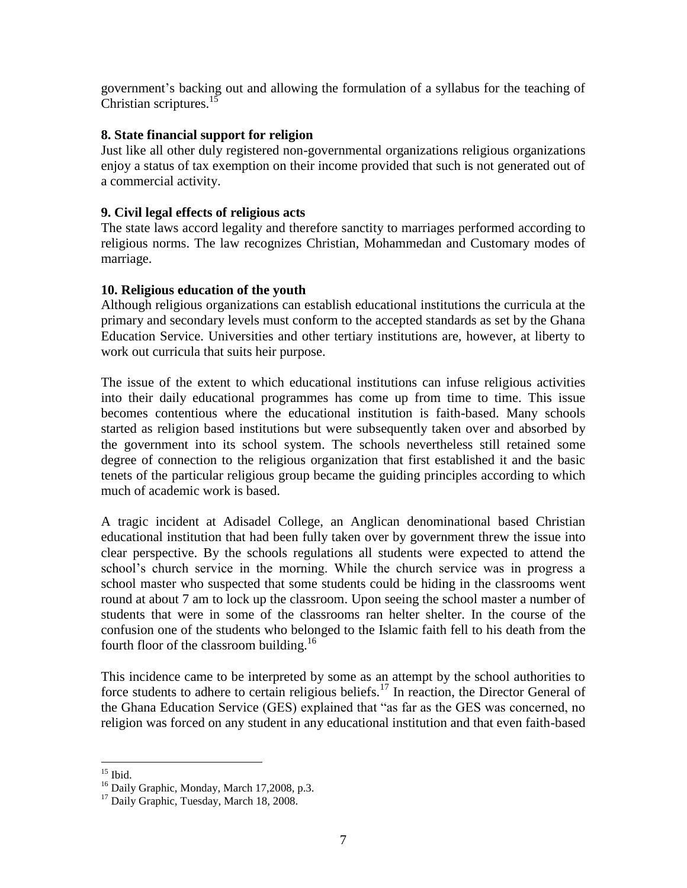government's backing out and allowing the formulation of a syllabus for the teaching of Christian scriptures.[15]

**8. State financial support for religion**

Just like all other duly registered non-governmental organizations religious organizations enjoy a status of tax exemption on their income provided that such is not generated out of a commercial activity.

**9. Civil legal effects of religious acts**

The state laws accord legality and therefore sanctity to marriages performed according to religious norms. The law recognizes Christian, Mohammedan and Customary modes of marriage.

**10. Religious education of the youth**

Although religious organizations can establish educational institutions the curricula at the primary and secondary levels must conform to the accepted standards as set by the Ghana Education Service. Universities and other tertiary institutions are, however, at liberty to work out curricula that suits heir purpose.

The issue of the extent to which educational institutions can infuse religious activities into their daily educational programmes has come up from time to time. This issue becomes contentious where the educational institution is faith-based. Many schools started as religion based institutions but were subsequently taken over and absorbed by the government into its school system. The schools nevertheless still retained some degree of connection to the religious organization that first established it and the basic tenets of the particular religious group became the guiding principles according to which much of academic work is based.

A tragic incident at Adisadel College, an Anglican denominational based Christian educational institution that had been fully taken over by government threw the issue into clear perspective. By the schools regulations all students were expected to attend the school's church service in the morning. While the church service was in progress a school master who suspected that some students could be hiding in the classrooms went round at about 7 am to lock up the classroom. Upon seeing the school master a number of students that were in some of the classrooms ran helter shelter. In the course of the confusion one of the students who belonged to the Islamic faith fell to his death from the fourth floor of the classroom building.[16]

This incidence came to be interpreted by some as an attempt by the school authorities to force students to adhere to certain religious beliefs.[17] In reaction, the Director General of the Ghana Education Service (GES) explained that "as far as the GES was concerned, no religion was forced on any student in any educational institution and that even faith-based

---

[15] Ibid.

[16] Daily Graphic, Monday, March 17,2008, p.3.

[17] Daily Graphic, Tuesday, March 18, 2008.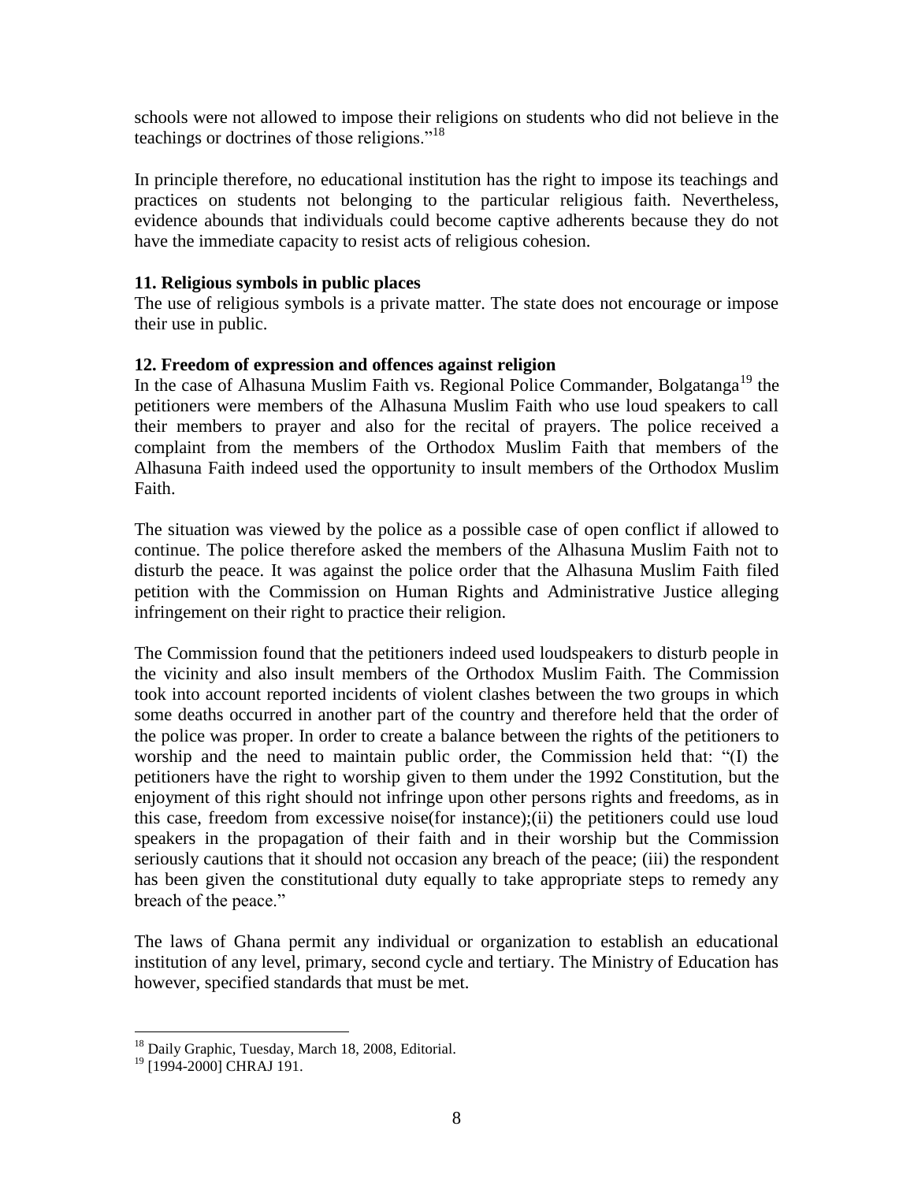schools were not allowed to impose their religions on students who did not believe in the teachings or doctrines of those religions."[18]

In principle therefore, no educational institution has the right to impose its teachings and practices on students not belonging to the particular religious faith. Nevertheless, evidence abounds that individuals could become captive adherents because they do not have the immediate capacity to resist acts of religious cohesion.

**11. Religious symbols in public places**

The use of religious symbols is a private matter. The state does not encourage or impose their use in public.

**12. Freedom of expression and offences against religion**

In the case of Alhasuna Muslim Faith vs. Regional Police Commander, Bolgatanga[19] the petitioners were members of the Alhasuna Muslim Faith who use loud speakers to call their members to prayer and also for the recital of prayers. The police received a complaint from the members of the Orthodox Muslim Faith that members of the Alhasuna Faith indeed used the opportunity to insult members of the Orthodox Muslim Faith.

The situation was viewed by the police as a possible case of open conflict if allowed to continue. The police therefore asked the members of the Alhasuna Muslim Faith not to disturb the peace. It was against the police order that the Alhasuna Muslim Faith filed petition with the Commission on Human Rights and Administrative Justice alleging infringement on their right to practice their religion.

The Commission found that the petitioners indeed used loudspeakers to disturb people in the vicinity and also insult members of the Orthodox Muslim Faith. The Commission took into account reported incidents of violent clashes between the two groups in which some deaths occurred in another part of the country and therefore held that the order of the police was proper. In order to create a balance between the rights of the petitioners to worship and the need to maintain public order, the Commission held that: "(I) the petitioners have the right to worship given to them under the 1992 Constitution, but the enjoyment of this right should not infringe upon other persons rights and freedoms, as in this case, freedom from excessive noise(for instance);(ii) the petitioners could use loud speakers in the propagation of their faith and in their worship but the Commission seriously cautions that it should not occasion any breach of the peace; (iii) the respondent has been given the constitutional duty equally to take appropriate steps to remedy any breach of the peace."

The laws of Ghana permit any individual or organization to establish an educational institution of any level, primary, second cycle and tertiary. The Ministry of Education has however, specified standards that must be met.

---

[18] Daily Graphic, Tuesday, March 18, 2008, Editorial.

[19] [1994-2000] CHRAJ 191.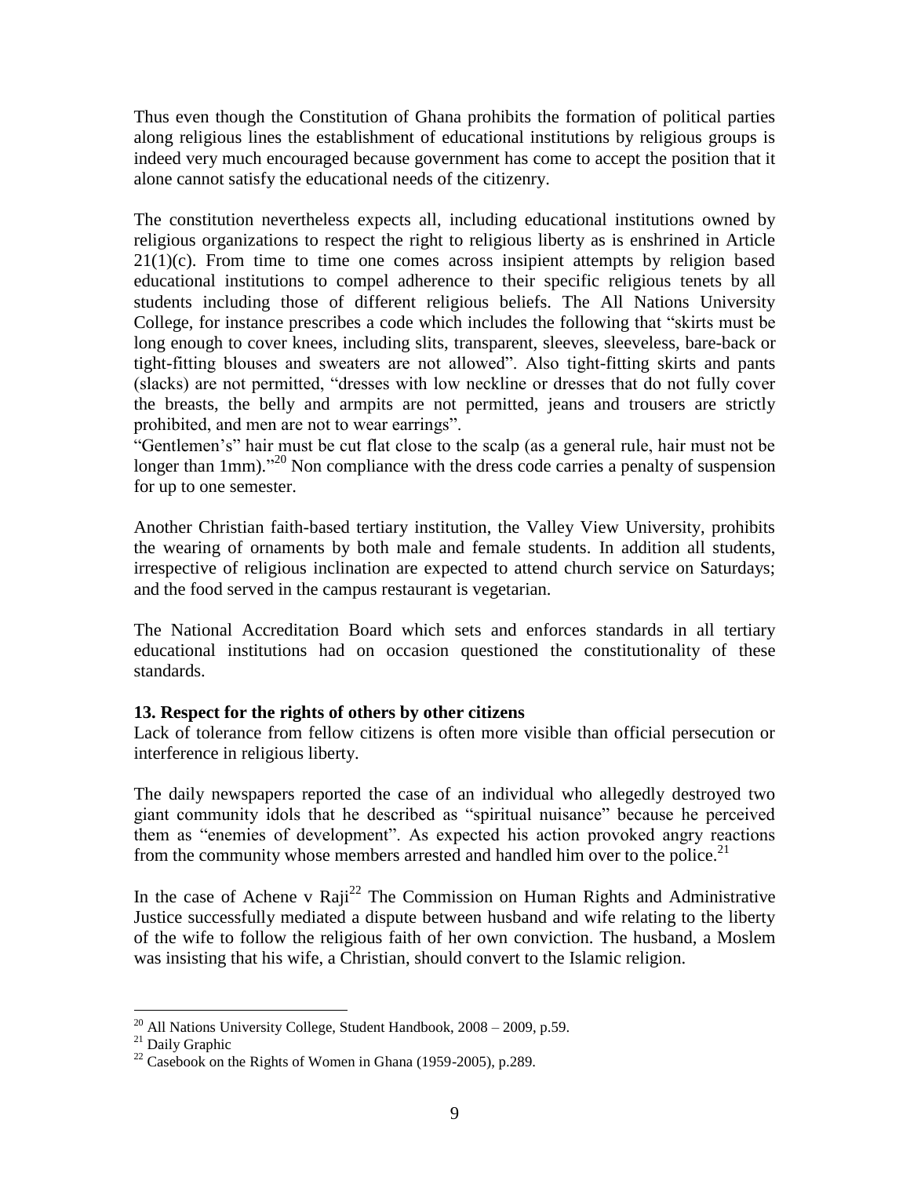Thus even though the Constitution of Ghana prohibits the formation of political parties along religious lines the establishment of educational institutions by religious groups is indeed very much encouraged because government has come to accept the position that it alone cannot satisfy the educational needs of the citizenry.

The constitution nevertheless expects all, including educational institutions owned by religious organizations to respect the right to religious liberty as is enshrined in Article 21(1)(c). From time to time one comes across insipient attempts by religion based educational institutions to compel adherence to their specific religious tenets by all students including those of different religious beliefs. The All Nations University College, for instance prescribes a code which includes the following that "skirts must be long enough to cover knees, including slits, transparent, sleeves, sleeveless, bare-back or tight-fitting blouses and sweaters are not allowed". Also tight-fitting skirts and pants (slacks) are not permitted, "dresses with low neckline or dresses that do not fully cover the breasts, the belly and armpits are not permitted, jeans and trousers are strictly prohibited, and men are not to wear earrings".
"Gentlemen's" hair must be cut flat close to the scalp (as a general rule, hair must not be longer than 1mm)."[20] Non compliance with the dress code carries a penalty of suspension for up to one semester.

Another Christian faith-based tertiary institution, the Valley View University, prohibits the wearing of ornaments by both male and female students. In addition all students, irrespective of religious inclination are expected to attend church service on Saturdays; and the food served in the campus restaurant is vegetarian.

The National Accreditation Board which sets and enforces standards in all tertiary educational institutions had on occasion questioned the constitutionality of these standards.

**13. Respect for the rights of others by other citizens**

Lack of tolerance from fellow citizens is often more visible than official persecution or interference in religious liberty.

The daily newspapers reported the case of an individual who allegedly destroyed two giant community idols that he described as "spiritual nuisance" because he perceived them as "enemies of development". As expected his action provoked angry reactions from the community whose members arrested and handled him over to the police.[21]

In the case of Achene v Raji[22] The Commission on Human Rights and Administrative Justice successfully mediated a dispute between husband and wife relating to the liberty of the wife to follow the religious faith of her own conviction. The husband, a Moslem was insisting that his wife, a Christian, should convert to the Islamic religion.

---

[20] All Nations University College, Student Handbook, 2008 – 2009, p.59.

[21] Daily Graphic

[22] Casebook on the Rights of Women in Ghana (1959-2005), p.289.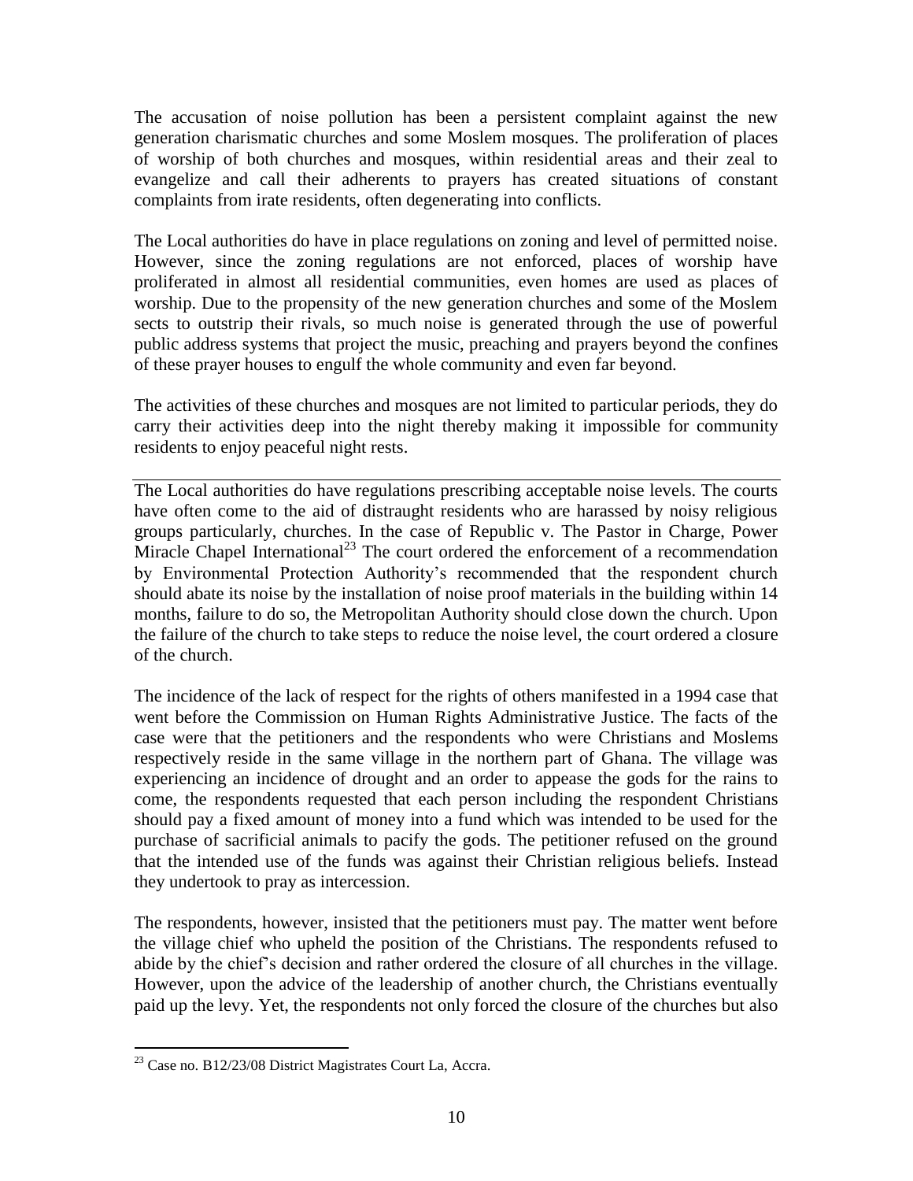The accusation of noise pollution has been a persistent complaint against the new generation charismatic churches and some Moslem mosques. The proliferation of places of worship of both churches and mosques, within residential areas and their zeal to evangelize and call their adherents to prayers has created situations of constant complaints from irate residents, often degenerating into conflicts.

The Local authorities do have in place regulations on zoning and level of permitted noise. However, since the zoning regulations are not enforced, places of worship have proliferated in almost all residential communities, even homes are used as places of worship. Due to the propensity of the new generation churches and some of the Moslem sects to outstrip their rivals, so much noise is generated through the use of powerful public address systems that project the music, preaching and prayers beyond the confines of these prayer houses to engulf the whole community and even far beyond.

The activities of these churches and mosques are not limited to particular periods, they do carry their activities deep into the night thereby making it impossible for community residents to enjoy peaceful night rests.

---

The Local authorities do have regulations prescribing acceptable noise levels. The courts have often come to the aid of distraught residents who are harassed by noisy religious groups particularly, churches. In the case of Republic v. The Pastor in Charge, Power Miracle Chapel International[23] The court ordered the enforcement of a recommendation by Environmental Protection Authority's recommended that the respondent church should abate its noise by the installation of noise proof materials in the building within 14 months, failure to do so, the Metropolitan Authority should close down the church. Upon the failure of the church to take steps to reduce the noise level, the court ordered a closure of the church.

The incidence of the lack of respect for the rights of others manifested in a 1994 case that went before the Commission on Human Rights Administrative Justice. The facts of the case were that the petitioners and the respondents who were Christians and Moslems respectively reside in the same village in the northern part of Ghana. The village was experiencing an incidence of drought and an order to appease the gods for the rains to come, the respondents requested that each person including the respondent Christians should pay a fixed amount of money into a fund which was intended to be used for the purchase of sacrificial animals to pacify the gods. The petitioner refused on the ground that the intended use of the funds was against their Christian religious beliefs. Instead they undertook to pray as intercession.

The respondents, however, insisted that the petitioners must pay. The matter went before the village chief who upheld the position of the Christians. The respondents refused to abide by the chief's decision and rather ordered the closure of all churches in the village. However, upon the advice of the leadership of another church, the Christians eventually paid up the levy. Yet, the respondents not only forced the closure of the churches but also

[23] Case no. B12/23/08 District Magistrates Court La, Accra.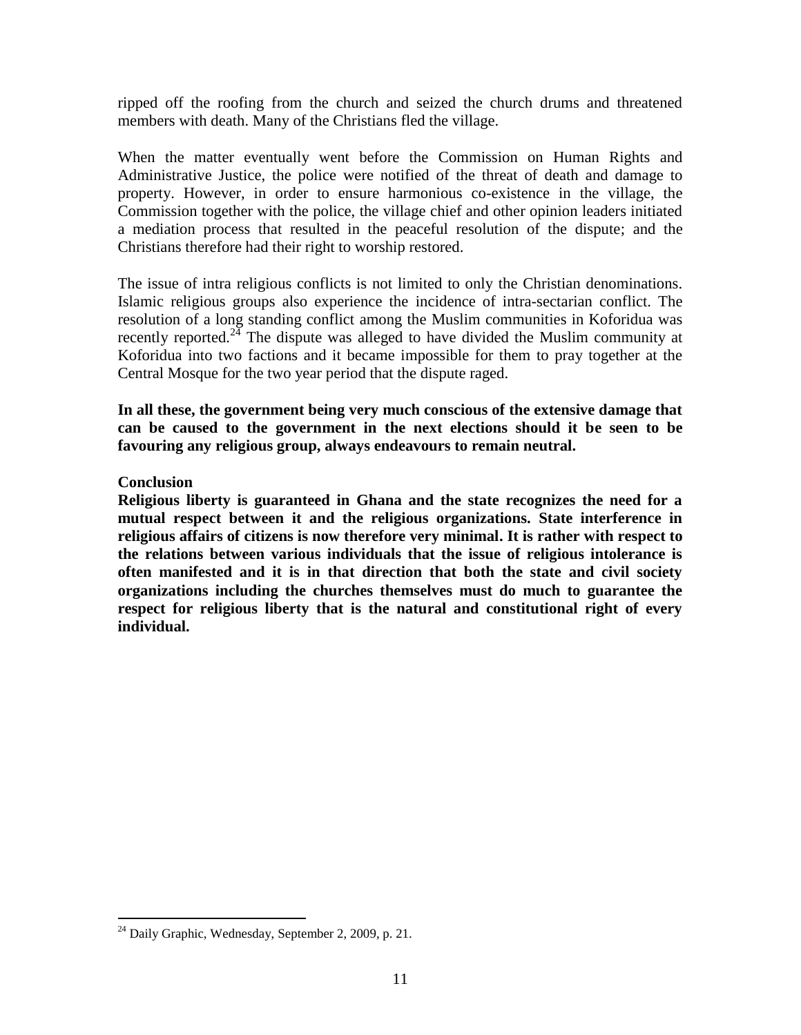ripped off the roofing from the church and seized the church drums and threatened members with death. Many of the Christians fled the village.

When the matter eventually went before the Commission on Human Rights and Administrative Justice, the police were notified of the threat of death and damage to property. However, in order to ensure harmonious co-existence in the village, the Commission together with the police, the village chief and other opinion leaders initiated a mediation process that resulted in the peaceful resolution of the dispute; and the Christians therefore had their right to worship restored.

The issue of intra religious conflicts is not limited to only the Christian denominations. Islamic religious groups also experience the incidence of intra-sectarian conflict. The resolution of a long standing conflict among the Muslim communities in Koforidua was recently reported.[24] The dispute was alleged to have divided the Muslim community at Koforidua into two factions and it became impossible for them to pray together at the Central Mosque for the two year period that the dispute raged.

**In all these, the government being very much conscious of the extensive damage that can be caused to the government in the next elections should it be seen to be favouring any religious group, always endeavours to remain neutral.**

**Conclusion**

**Religious liberty is guaranteed in Ghana and the state recognizes the need for a mutual respect between it and the religious organizations. State interference in religious affairs of citizens is now therefore very minimal. It is rather with respect to the relations between various individuals that the issue of religious intolerance is often manifested and it is in that direction that both the state and civil society organizations including the churches themselves must do much to guarantee the respect for religious liberty that is the natural and constitutional right of every individual.**

---

[24] Daily Graphic, Wednesday, September 2, 2009, p. 21.